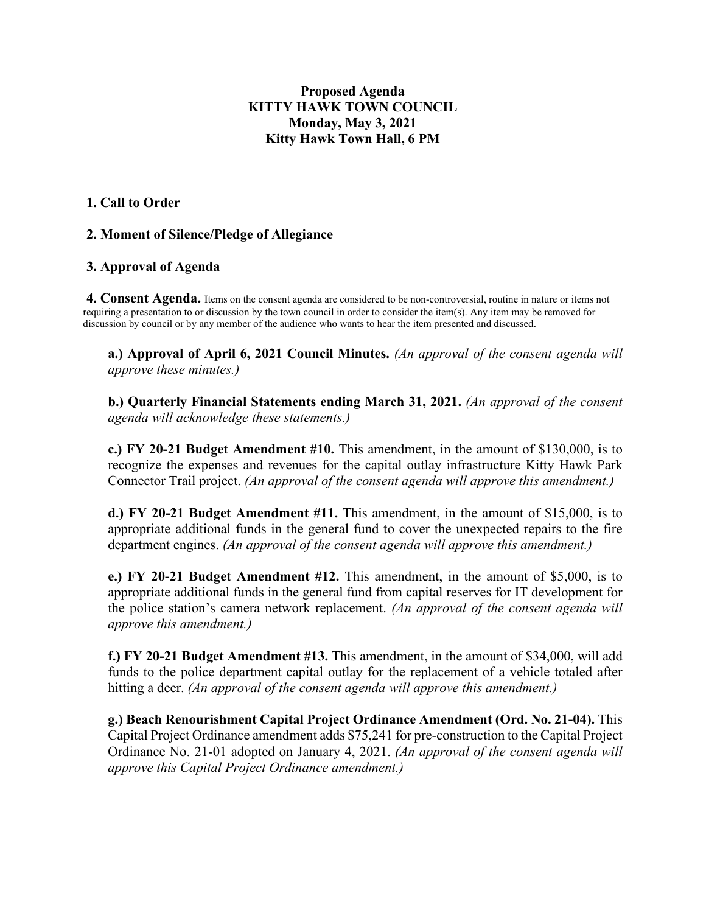**Proposed Agenda**
**KITTY HAWK TOWN COUNCIL**
**Monday, May 3, 2021**
**Kitty Hawk Town Hall, 6 PM**

**1. Call to Order**

**2. Moment of Silence/Pledge of Allegiance**

**3. Approval of Agenda**

**4. Consent Agenda.** Items on the consent agenda are considered to be non-controversial, routine in nature or items not requiring a presentation to or discussion by the town council in order to consider the item(s). Any item may be removed for discussion by council or by any member of the audience who wants to hear the item presented and discussed.

**a.) Approval of April 6, 2021 Council Minutes.** *(An approval of the consent agenda will approve these minutes.)*

**b.) Quarterly Financial Statements ending March 31, 2021.** *(An approval of the consent agenda will acknowledge these statements.)*

**c.) FY 20-21 Budget Amendment #10.** This amendment, in the amount of $130,000, is to recognize the expenses and revenues for the capital outlay infrastructure Kitty Hawk Park Connector Trail project. *(An approval of the consent agenda will approve this amendment.)*

**d.) FY 20-21 Budget Amendment #11.** This amendment, in the amount of $15,000, is to appropriate additional funds in the general fund to cover the unexpected repairs to the fire department engines. *(An approval of the consent agenda will approve this amendment.)*

**e.) FY 20-21 Budget Amendment #12.** This amendment, in the amount of $5,000, is to appropriate additional funds in the general fund from capital reserves for IT development for the police station's camera network replacement. *(An approval of the consent agenda will approve this amendment.)*

**f.) FY 20-21 Budget Amendment #13.** This amendment, in the amount of $34,000, will add funds to the police department capital outlay for the replacement of a vehicle totaled after hitting a deer. *(An approval of the consent agenda will approve this amendment.)*

**g.) Beach Renourishment Capital Project Ordinance Amendment (Ord. No. 21-04).** This Capital Project Ordinance amendment adds $75,241 for pre-construction to the Capital Project Ordinance No. 21-01 adopted on January 4, 2021. *(An approval of the consent agenda will approve this Capital Project Ordinance amendment.)*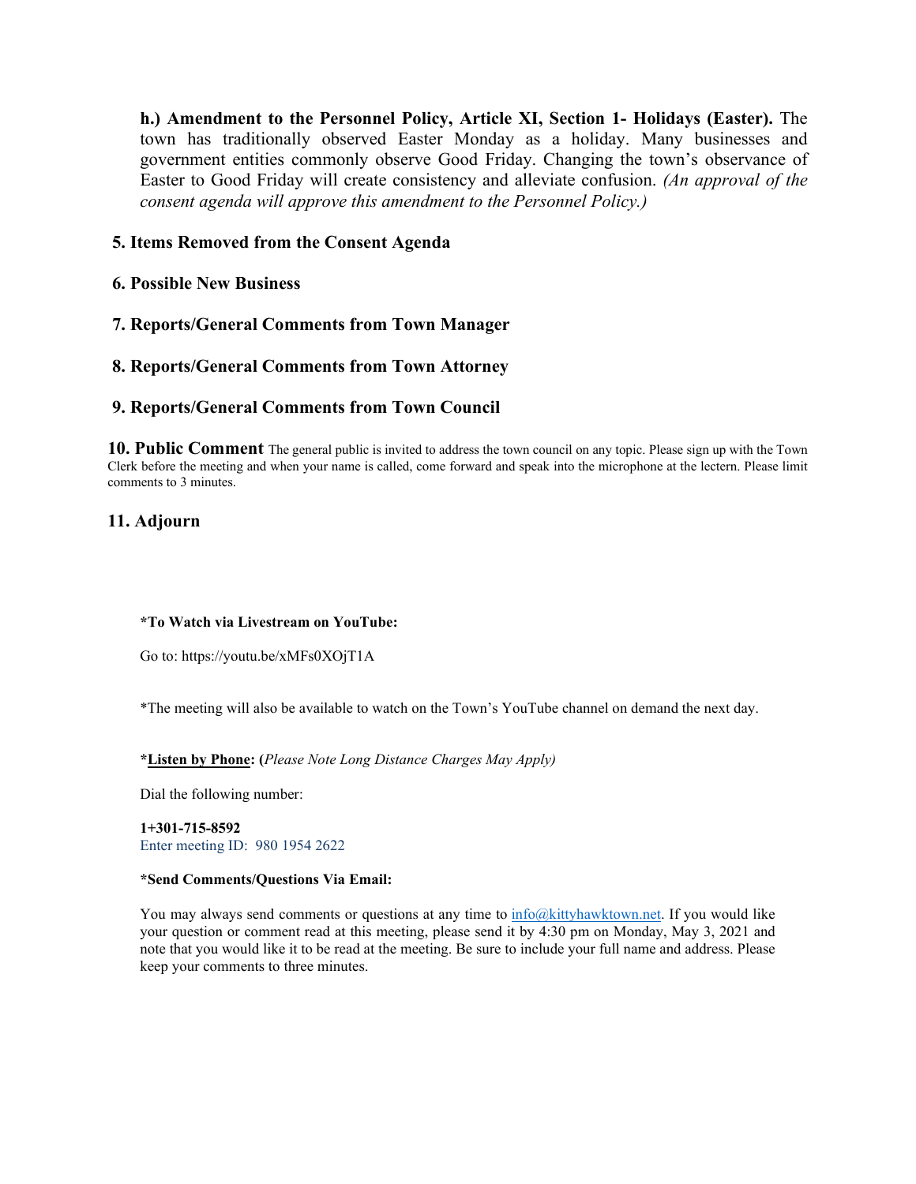**h.) Amendment to the Personnel Policy, Article XI, Section 1- Holidays (Easter).** The town has traditionally observed Easter Monday as a holiday. Many businesses and government entities commonly observe Good Friday. Changing the town's observance of Easter to Good Friday will create consistency and alleviate confusion. *(An approval of the consent agenda will approve this amendment to the Personnel Policy.)*

**5. Items Removed from the Consent Agenda**

**6. Possible New Business**

**7. Reports/General Comments from Town Manager**

**8. Reports/General Comments from Town Attorney**

**9. Reports/General Comments from Town Council**

**10. Public Comment** The general public is invited to address the town council on any topic. Please sign up with the Town Clerk before the meeting and when your name is called, come forward and speak into the microphone at the lectern. Please limit comments to 3 minutes.

**11. Adjourn**

**\*To Watch via Livestream on YouTube:**

Go to: https://youtu.be/xMFs0XOjT1A

\*The meeting will also be available to watch on the Town's YouTube channel on demand the next day.

**\*Listen by Phone: (***Please Note Long Distance Charges May Apply)*

Dial the following number:

**1+301-715-8592**
Enter meeting ID: 980 1954 2622

**\*Send Comments/Questions Via Email:**

You may always send comments or questions at any time to info@kittyhawktown.net. If you would like your question or comment read at this meeting, please send it by 4:30 pm on Monday, May 3, 2021 and note that you would like it to be read at the meeting. Be sure to include your full name and address. Please keep your comments to three minutes.